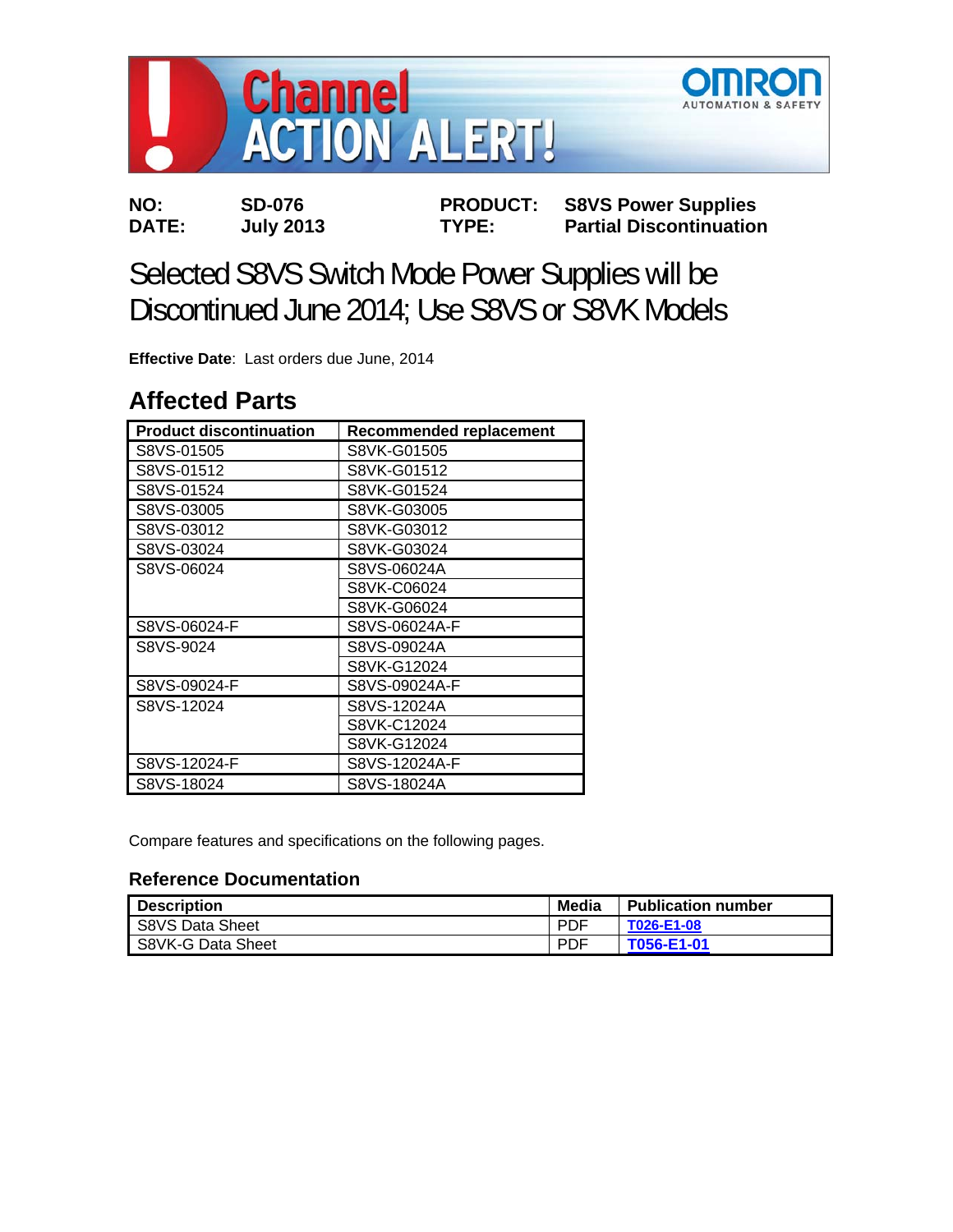Channel ACTION ALERT!

OMRON AUTOMATION & SAFETY

| | | | |
|---|---|---|---|
| **NO:** | **SD-076** | **PRODUCT:** | **S8VS Power Supplies** |
| **DATE:** | **July 2013** | **TYPE:** | **Partial Discontinuation** |

# Selected S8VS Switch Mode Power Supplies will be Discontinued June 2014; Use S8VS or S8VK Models

**Effective Date**: Last orders due June, 2014

## Affected Parts

| Product discontinuation | Recommended replacement |
|---|---|
| S8VS-01505 | S8VK-G01505 |
| S8VS-01512 | S8VK-G01512 |
| S8VS-01524 | S8VK-G01524 |
| S8VS-03005 | S8VK-G03005 |
| S8VS-03012 | S8VK-G03012 |
| S8VS-03024 | S8VK-G03024 |
| S8VS-06024 | S8VS-06024A |
| | S8VK-C06024 |
| | S8VK-G06024 |
| S8VS-06024-F | S8VS-06024A-F |
| S8VS-9024 | S8VS-09024A |
| | S8VK-G12024 |
| S8VS-09024-F | S8VS-09024A-F |
| S8VS-12024 | S8VS-12024A |
| | S8VK-C12024 |
| | S8VK-G12024 |
| S8VS-12024-F | S8VS-12024A-F |
| S8VS-18024 | S8VS-18024A |

Compare features and specifications on the following pages.

### Reference Documentation

| Description | Media | Publication number |
|---|---|---|
| S8VS Data Sheet | PDF | T026-E1-08 |
| S8VK-G Data Sheet | PDF | T056-E1-01 |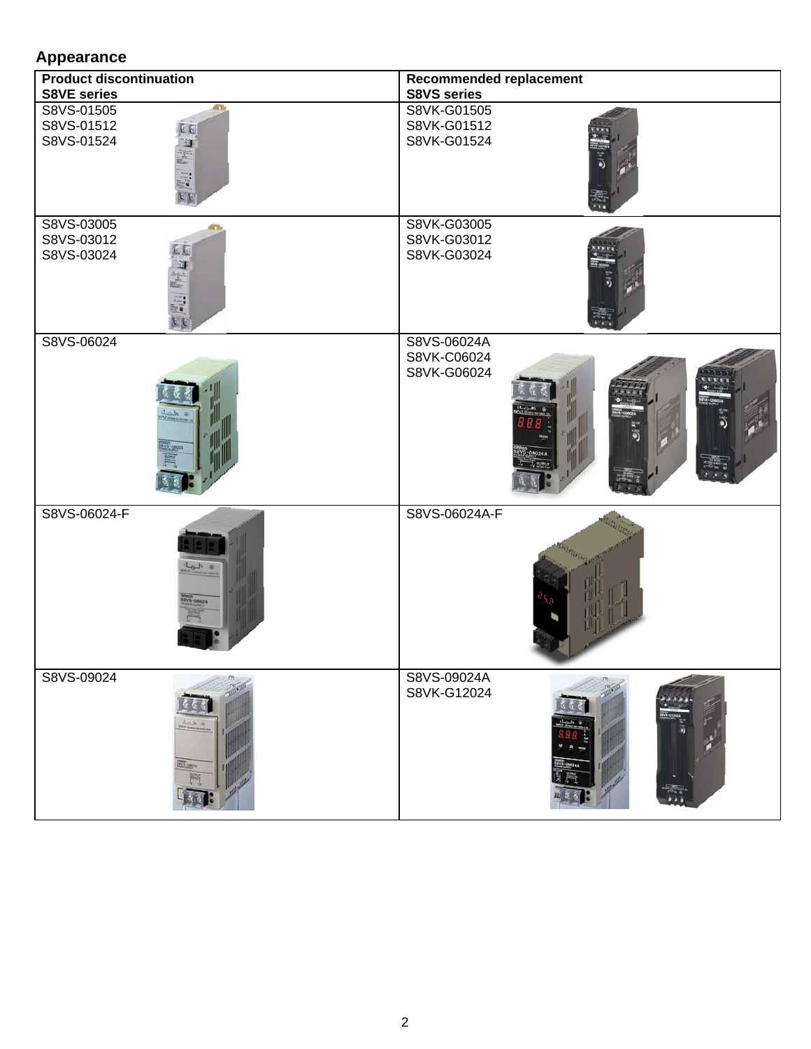## Appearance

| Product discontinuation<br>S8VE series | Recommended replacement<br>S8VS series |
|---|---|
| S8VS-01505<br>S8VS-01512<br>S8VS-01524 | S8VK-G01505<br>S8VK-G01512<br>S8VK-G01524 |
| S8VS-03005<br>S8VS-03012<br>S8VS-03024 | S8VK-G03005<br>S8VK-G03012<br>S8VK-G03024 |
| S8VS-06024 | S8VS-06024A<br>S8VK-C06024<br>S8VK-G06024 |
| S8VS-06024-F | S8VS-06024A-F |
| S8VS-09024 | S8VS-09024A<br>S8VK-G12024 |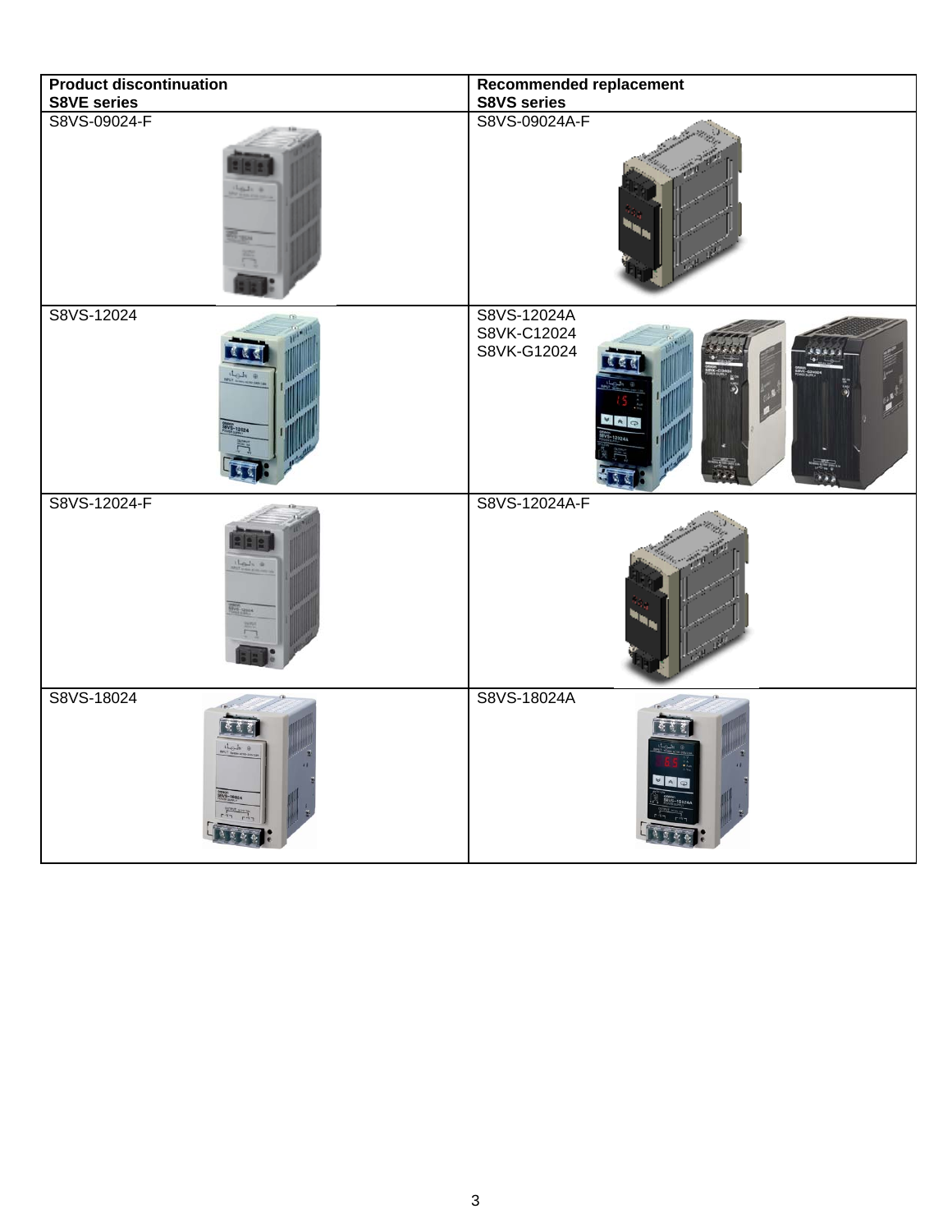| Product discontinuation<br>S8VE series | Recommended replacement<br>S8VS series |
|---|---|
| S8VS-09024-F | S8VS-09024A-F |
| S8VS-12024 | S8VS-12024A<br>S8VK-C12024<br>S8VK-G12024 |
| S8VS-12024-F | S8VS-12024A-F |
| S8VS-18024 | S8VS-18024A |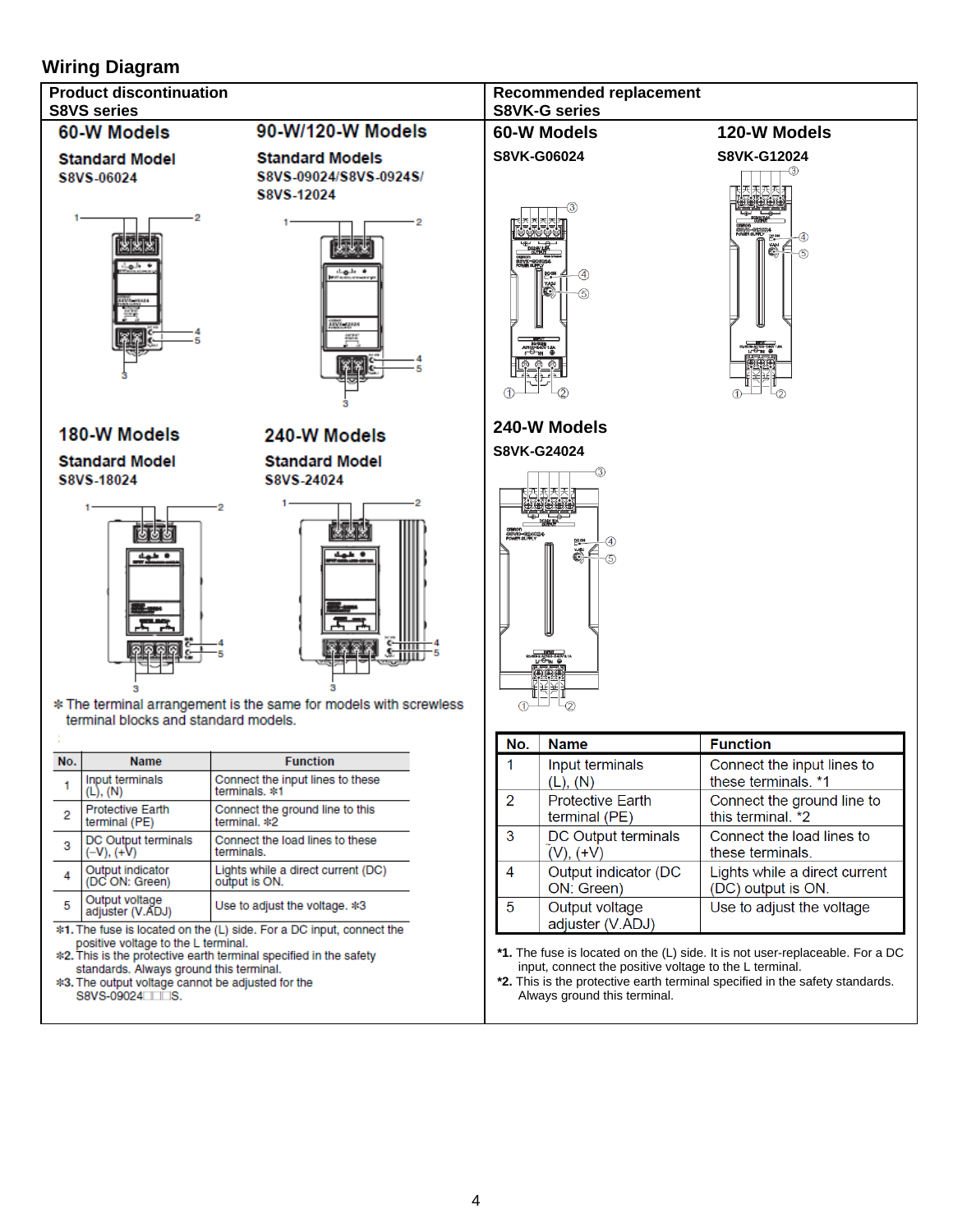## Wiring Diagram

### Product discontinuation
### S8VS series

#### 60-W Models

**Standard Model**

**S8VS-06024**

#### 90-W/120-W Models

**Standard Models**

**S8VS-09024/S8VS-0924S/ S8VS-12024**

#### 180-W Models

**Standard Model**

**S8VS-18024**

#### 240-W Models

**Standard Model**

**S8VS-24024**

* The terminal arrangement is the same for models with screwless terminal blocks and standard models.

| No. | Name | Function |
|---|---|---|
| 1 | Input terminals (L), (N) | Connect the input lines to these terminals. *1 |
| 2 | Protective Earth terminal (PE) | Connect the ground line to this terminal. *2 |
| 3 | DC Output terminals (−V), (+V) | Connect the load lines to these terminals. |
| 4 | Output indicator (DC ON: Green) | Lights while a direct current (DC) output is ON. |
| 5 | Output voltage adjuster (V.ADJ) | Use to adjust the voltage. *3 |

*1. The fuse is located on the (L) side. For a DC input, connect the positive voltage to the L terminal.

*2. This is the protective earth terminal specified in the safety standards. Always ground this terminal.

*3. The output voltage cannot be adjusted for the S8VS-09024□□□S.

### Recommended replacement
### S8VK-G series

#### 60-W Models

**S8VK-G06024**

#### 120-W Models

**S8VK-G12024**

#### 240-W Models

**S8VK-G24024**

| No. | Name | Function |
|---|---|---|
| 1 | Input terminals (L), (N) | Connect the input lines to these terminals. *1 |
| 2 | Protective Earth terminal (PE) | Connect the ground line to this terminal. *2 |
| 3 | DC Output terminals (V), (+V) | Connect the load lines to these terminals. |
| 4 | Output indicator (DC ON: Green) | Lights while a direct current (DC) output is ON. |
| 5 | Output voltage adjuster (V.ADJ) | Use to adjust the voltage |

**\*1.** The fuse is located on the (L) side. It is not user-replaceable. For a DC input, connect the positive voltage to the L terminal.

**\*2.** This is the protective earth terminal specified in the safety standards. Always ground this terminal.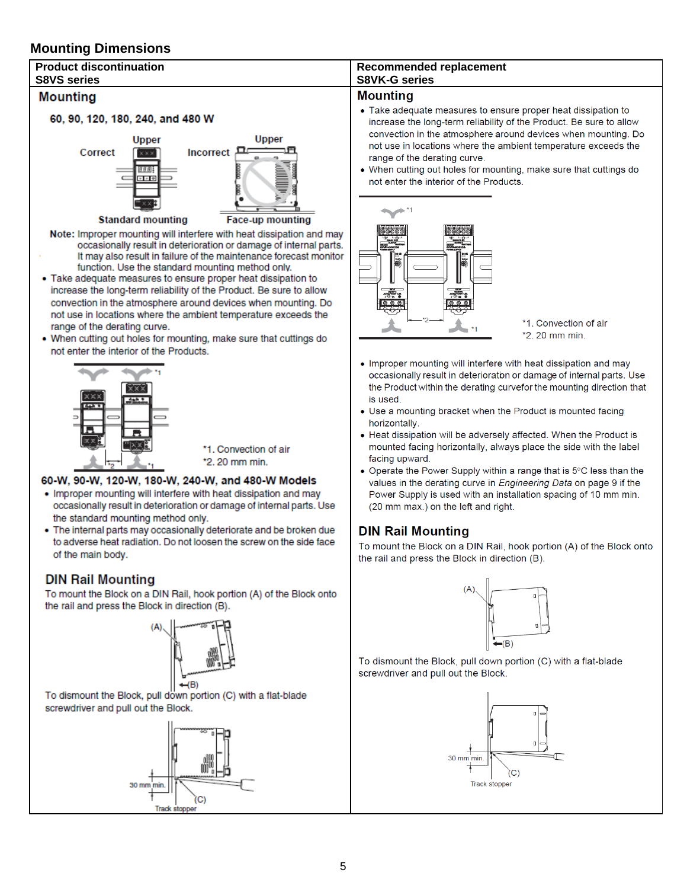## Mounting Dimensions

| Product discontinuation S8VS series | Recommended replacement S8VK-G series |
|---|---|

### Product discontinuation – S8VS series

#### Mounting

**60, 90, 120, 180, 240, and 480 W**

Correct — Upper — Standard mounting

Incorrect — Upper — Face-up mounting

**Note:** Improper mounting will interfere with heat dissipation and may occasionally result in deterioration or damage of internal parts. It may also result in failure of the maintenance forecast monitor function. Use the standard mounting method only.

- Take adequate measures to ensure proper heat dissipation to increase the long-term reliability of the Product. Be sure to allow convection in the atmosphere around devices when mounting. Do not use in locations where the ambient temperature exceeds the range of the derating curve.
- When cutting out holes for mounting, make sure that cuttings do not enter the interior of the Products.

*1. Convection of air
*2. 20 mm min.

**60-W, 90-W, 120-W, 180-W, 240-W, and 480-W Models**

- Improper mounting will interfere with heat dissipation and may occasionally result in deterioration or damage of internal parts. Use the standard mounting method only.
- The internal parts may occasionally deteriorate and be broken due to adverse heat radiation. Do not loosen the screw on the side face of the main body.

#### DIN Rail Mounting

To mount the Block on a DIN Rail, hook portion (A) of the Block onto the rail and press the Block in direction (B).

To dismount the Block, pull down portion (C) with a flat-blade screwdriver and pull out the Block.

30 mm min. (C) Track stopper

### Recommended replacement – S8VK-G series

#### Mounting

- Take adequate measures to ensure proper heat dissipation to increase the long-term reliability of the Product. Be sure to allow convection in the atmosphere around devices when mounting. Do not use in locations where the ambient temperature exceeds the range of the derating curve.
- When cutting out holes for mounting, make sure that cuttings do not enter the interior of the Products.

*1. Convection of air
*2. 20 mm min.

- Improper mounting will interfere with heat dissipation and may occasionally result in deterioration or damage of internal parts. Use the Product within the derating curve for the mounting direction that is used.
- Use a mounting bracket when the Product is mounted facing horizontally.
- Heat dissipation will be adversely affected. When the Product is mounted facing horizontally, always place the side with the label facing upward.
- Operate the Power Supply within a range that is 5°C less than the values in the derating curve in *Engineering Data* on page 9 if the Power Supply is used with an installation spacing of 10 mm min. (20 mm max.) on the left and right.

#### DIN Rail Mounting

To mount the Block on a DIN Rail, hook portion (A) of the Block onto the rail and press the Block in direction (B).

To dismount the Block, pull down portion (C) with a flat-blade screwdriver and pull out the Block.

30 mm min. (C) Track stopper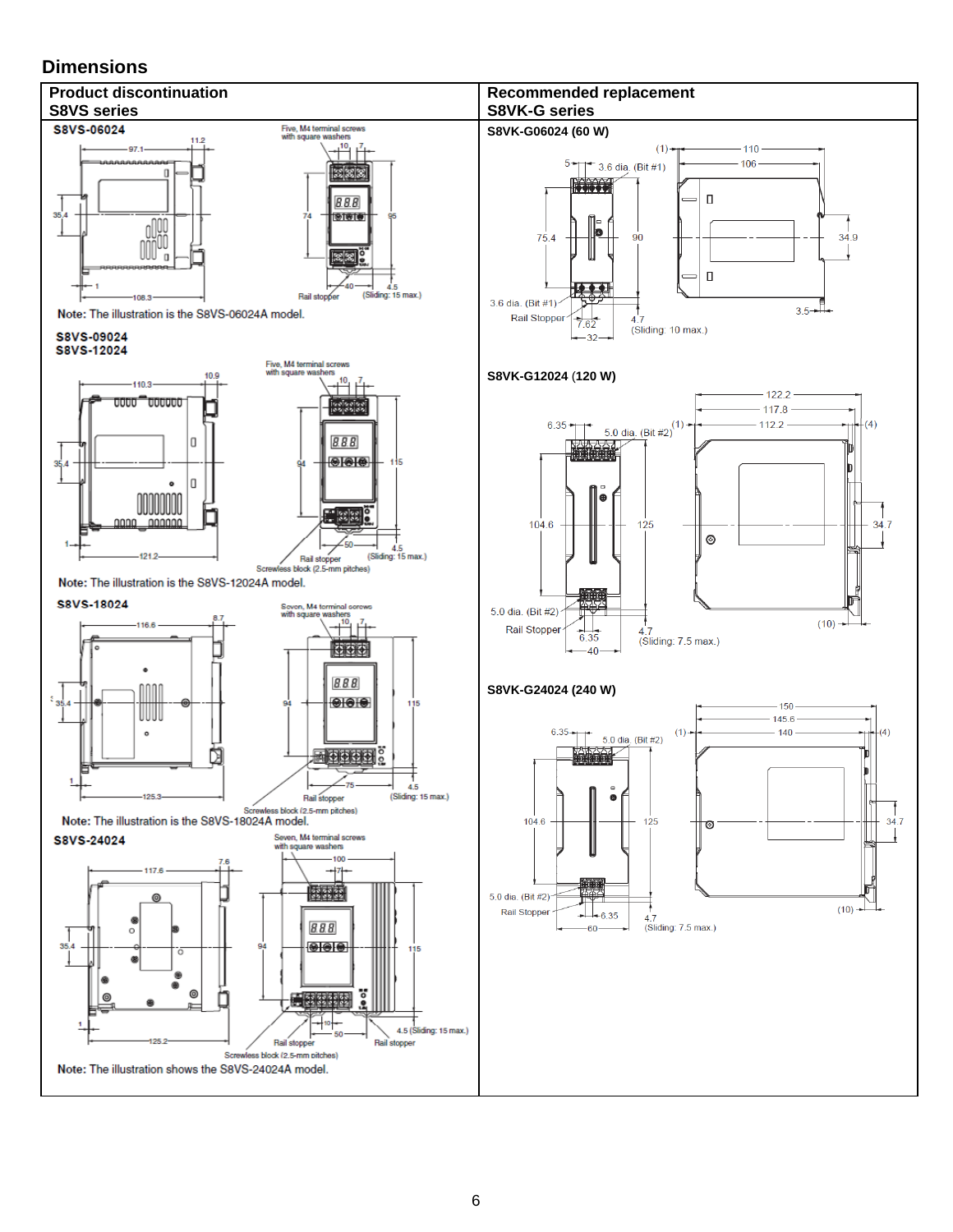## Dimensions

| Product discontinuation S8VS series | Recommended replacement S8VK-G series |
|---|---|
| **S8VS-06024** | **S8VK-G06024 (60 W)** |
| Note: The illustration is the S8VS-06024A model. | |
| **S8VS-09024** **S8VS-12024** | **S8VK-G12024 (120 W)** |
| Note: The illustration is the S8VS-12024A model. | |
| **S8VS-18024** | **S8VK-G24024 (240 W)** |
| Note: The illustration is the S8VS-18024A model. | |
| **S8VS-24024** | |
| Note: The illustration shows the S8VS-24024A model. | |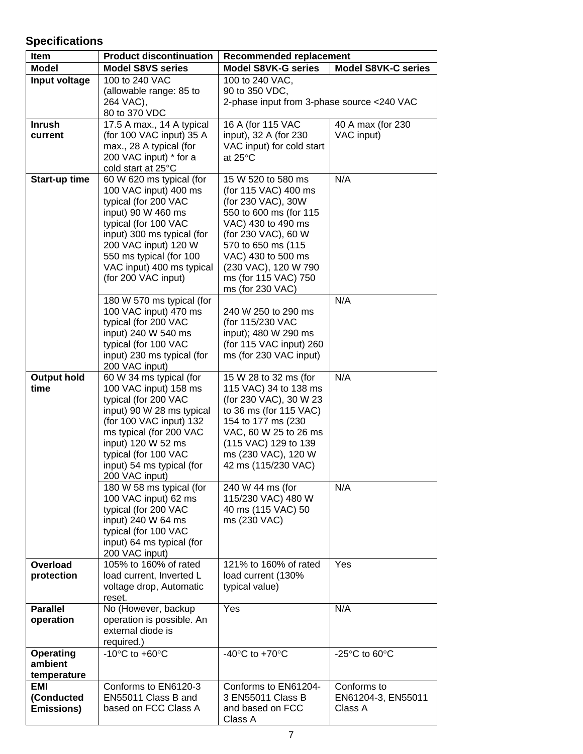## Specifications

| Item | Product discontinuation | Recommended replacement | |
|---|---|---|---|
| Model | Model S8VS series | Model S8VK-G series | Model S8VK-C series |
| Input voltage | 100 to 240 VAC (allowable range: 85 to 264 VAC), 80 to 370 VDC | 100 to 240 VAC, 90 to 350 VDC, 2-phase input from 3-phase source <240 VAC | |
| Inrush current | 17.5 A max., 14 A typical (for 100 VAC input) 35 A max., 28 A typical (for 200 VAC input) * for a cold start at 25°C | 16 A (for 115 VAC input), 32 A (for 230 VAC input) for cold start at 25°C | 40 A max (for 230 VAC input) |
| Start-up time | 60 W 620 ms typical (for 100 VAC input) 400 ms typical (for 200 VAC input) 90 W 460 ms typical (for 100 VAC input) 300 ms typical (for 200 VAC input) 120 W 550 ms typical (for 100 VAC input) 400 ms typical (for 200 VAC input) | 15 W 520 to 580 ms (for 115 VAC) 400 ms (for 230 VAC), 30W 550 to 600 ms (for 115 VAC) 430 to 490 ms (for 230 VAC), 60 W 570 to 650 ms (115 VAC) 430 to 500 ms (230 VAC), 120 W 790 ms (for 115 VAC) 750 ms (for 230 VAC) | N/A |
| | 180 W 570 ms typical (for 100 VAC input) 470 ms typical (for 200 VAC input) 240 W 540 ms typical (for 100 VAC input) 230 ms typical (for 200 VAC input) | 240 W 250 to 290 ms (for 115/230 VAC input); 480 W 290 ms (for 115 VAC input) 260 ms (for 230 VAC input) | N/A |
| Output hold time | 60 W 34 ms typical (for 100 VAC input) 158 ms typical (for 200 VAC input) 90 W 28 ms typical (for 100 VAC input) 132 ms typical (for 200 VAC input) 120 W 52 ms typical (for 100 VAC input) 54 ms typical (for 200 VAC input) | 15 W 28 to 32 ms (for 115 VAC) 34 to 138 ms (for 230 VAC), 30 W 23 to 36 ms (for 115 VAC) 154 to 177 ms (230 VAC, 60 W 25 to 26 ms (115 VAC) 129 to 139 ms (230 VAC), 120 W 42 ms (115/230 VAC) | N/A |
| | 180 W 58 ms typical (for 100 VAC input) 62 ms typical (for 200 VAC input) 240 W 64 ms typical (for 100 VAC input) 64 ms typical (for 200 VAC input) | 240 W 44 ms (for 115/230 VAC) 480 W 40 ms (115 VAC) 50 ms (230 VAC) | N/A |
| Overload protection | 105% to 160% of rated load current, Inverted L voltage drop, Automatic reset. | 121% to 160% of rated load current (130% typical value) | Yes |
| Parallel operation | No (However, backup operation is possible. An external diode is required.) | Yes | N/A |
| Operating ambient temperature | -10°C to +60°C | -40°C to +70°C | -25°C to 60°C |
| EMI (Conducted Emissions) | Conforms to EN6120-3 EN55011 Class B and based on FCC Class A | Conforms to EN61204-3 EN55011 Class B and based on FCC Class A | Conforms to EN61204-3, EN55011 Class A |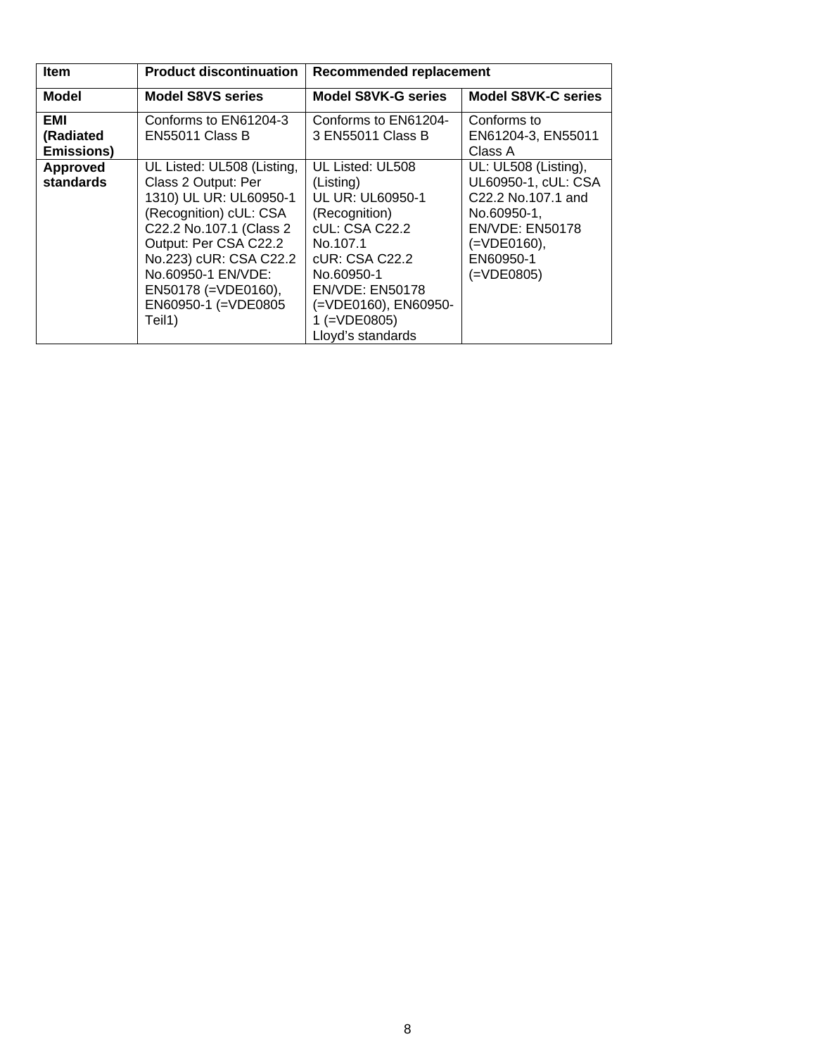| Item | Product discontinuation | Recommended replacement | |
|---|---|---|---|
| **Model** | **Model S8VS series** | **Model S8VK-G series** | **Model S8VK-C series** |
| **EMI (Radiated Emissions)** | Conforms to EN61204-3 EN55011 Class B | Conforms to EN61204-3 EN55011 Class B | Conforms to EN61204-3, EN55011 Class A |
| **Approved standards** | UL Listed: UL508 (Listing, Class 2 Output: Per 1310) UL UR: UL60950-1 (Recognition) cUL: CSA C22.2 No.107.1 (Class 2 Output: Per CSA C22.2 No.223) cUR: CSA C22.2 No.60950-1 EN/VDE: EN50178 (=VDE0160), EN60950-1 (=VDE0805 Teil1) | UL Listed: UL508 (Listing)<br>UL UR: UL60950-1 (Recognition)<br>cUL: CSA C22.2 No.107.1<br>cUR: CSA C22.2 No.60950-1<br>EN/VDE: EN50178 (=VDE0160), EN60950-1 (=VDE0805)<br>Lloyd's standards | UL: UL508 (Listing), UL60950-1, cUL: CSA C22.2 No.107.1 and No.60950-1, EN/VDE: EN50178 (=VDE0160), EN60950-1 (=VDE0805) |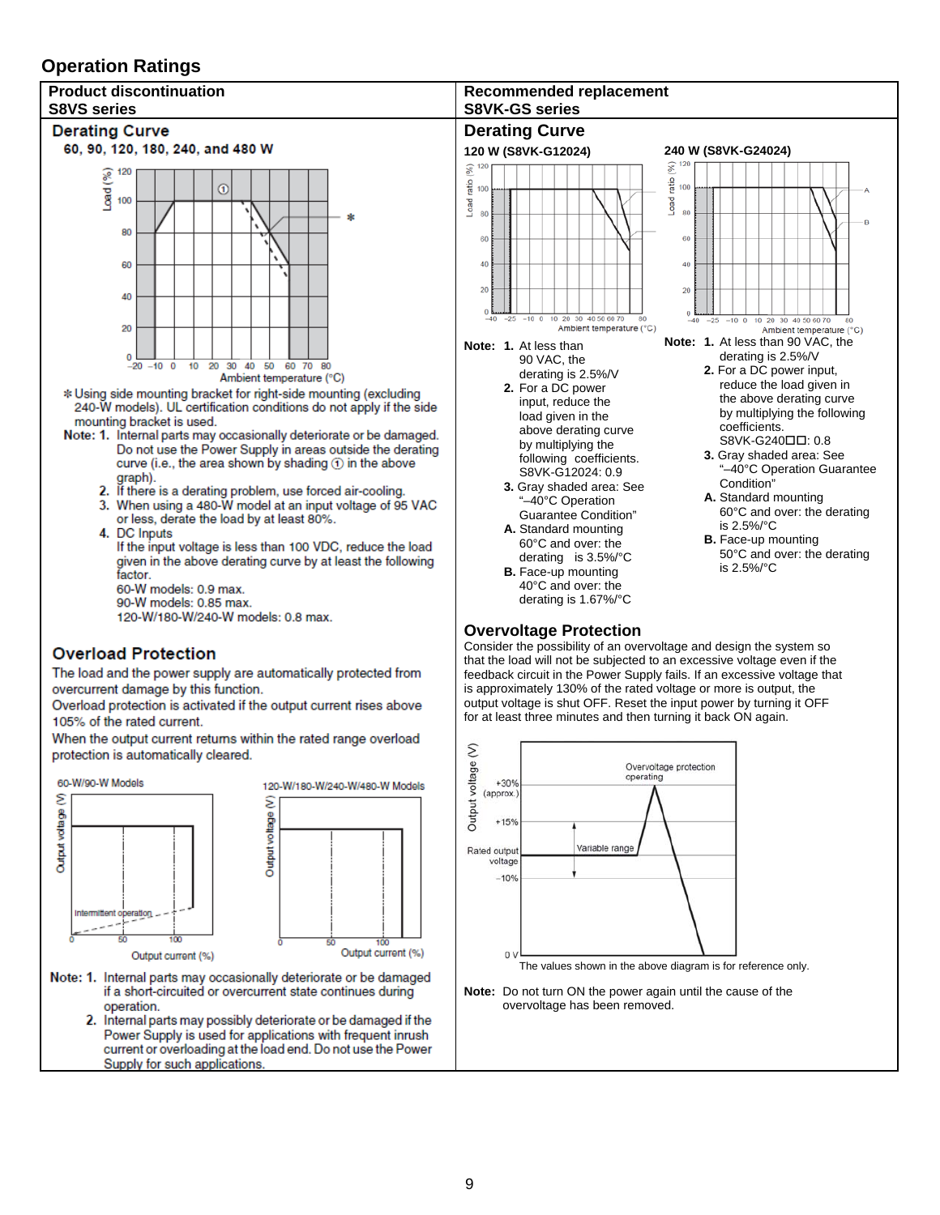## Operation Ratings

| Product discontinuation S8VS series | Recommended replacement S8VK-GS series |
|---|---|

### Product discontinuation S8VS series

#### Derating Curve

60, 90, 120, 180, 240, and 480 W

Load (%)
120
100
80
60
40
20
0
−20 −10 0 10 20 30 40 50 60 70 80
Ambient temperature (°C)
①
*

* Using side mounting bracket for right-side mounting (excluding 240-W models). UL certification conditions do not apply if the side mounting bracket is used.

Note:
1. Internal parts may occasionally deteriorate or be damaged. Do not use the Power Supply in areas outside the derating curve (i.e., the area shown by shading ① in the above graph).
2. If there is a derating problem, use forced air-cooling.
3. When using a 480-W model at an input voltage of 95 VAC or less, derate the load by at least 80%.
4. DC Inputs
   If the input voltage is less than 100 VDC, reduce the load given in the above derating curve by at least the following factor.
   60-W models: 0.9 max.
   90-W models: 0.85 max.
   120-W/180-W/240-W models: 0.8 max.

#### Overload Protection

The load and the power supply are automatically protected from overcurrent damage by this function.
Overload protection is activated if the output current rises above 105% of the rated current.
When the output current returns within the rated range overload protection is automatically cleared.

60-W/90-W Models

Output voltage (V)
Intermittent operation
0 50 100
Output current (%)

120-W/180-W/240-W/480-W Models

Output voltage (V)
0 50 100
Output current (%)

Note:
1. Internal parts may occasionally deteriorate or be damaged if a short-circuited or overcurrent state continues during operation.
2. Internal parts may possibly deteriorate or be damaged if the Power Supply is used for applications with frequent inrush current or overloading at the load end. Do not use the Power Supply for such applications.

### Recommended replacement S8VK-GS series

#### Derating Curve

120 W (S8VK-G12024)

Load ratio (%)
120
100
80
60
40
20
0
−40 −25 −10 0 10 20 30 40 50 60 70 80
Ambient temperature (°C)

Note:
1. At less than 90 VAC, the derating is 2.5%/V
2. For a DC power input, reduce the load given in the above derating curve by multiplying the following coefficients.
   S8VK-G12024: 0.9
3. Gray shaded area: See "–40°C Operation Guarantee Condition"

A. Standard mounting
   60°C and over: the derating is 3.5%/°C
B. Face-up mounting
   40°C and over: the derating is 1.67%/°C

240 W (S8VK-G24024)

Load ratio (%)
120
100
80
60
40
20
0
−40 −25 −10 0 10 20 30 40 50 60 70 80
Ambient temperature (°C)
A
B

Note:
1. At less than 90 VAC, the derating is 2.5%/V
2. For a DC power input, reduce the load given in the above derating curve by multiplying the following coefficients.
   S8VK-G240☐☐: 0.8
3. Gray shaded area: See "–40°C Operation Guarantee Condition"

A. Standard mounting
   60°C and over: the derating is 2.5%/°C
B. Face-up mounting
   50°C and over: the derating is 2.5%/°C

#### Overvoltage Protection

Consider the possibility of an overvoltage and design the system so that the load will not be subjected to an excessive voltage even if the feedback circuit in the Power Supply fails. If an excessive voltage that is approximately 130% of the rated voltage or more is output, the output voltage is shut OFF. Reset the input power by turning it OFF for at least three minutes and then turning it back ON again.

Output voltage (V)
+30% (approx.)
+15%
Rated output voltage
−10%
0 V
Overvoltage protection operating
Variable range

The values shown in the above diagram is for reference only.

Note: Do not turn ON the power again until the cause of the overvoltage has been removed.